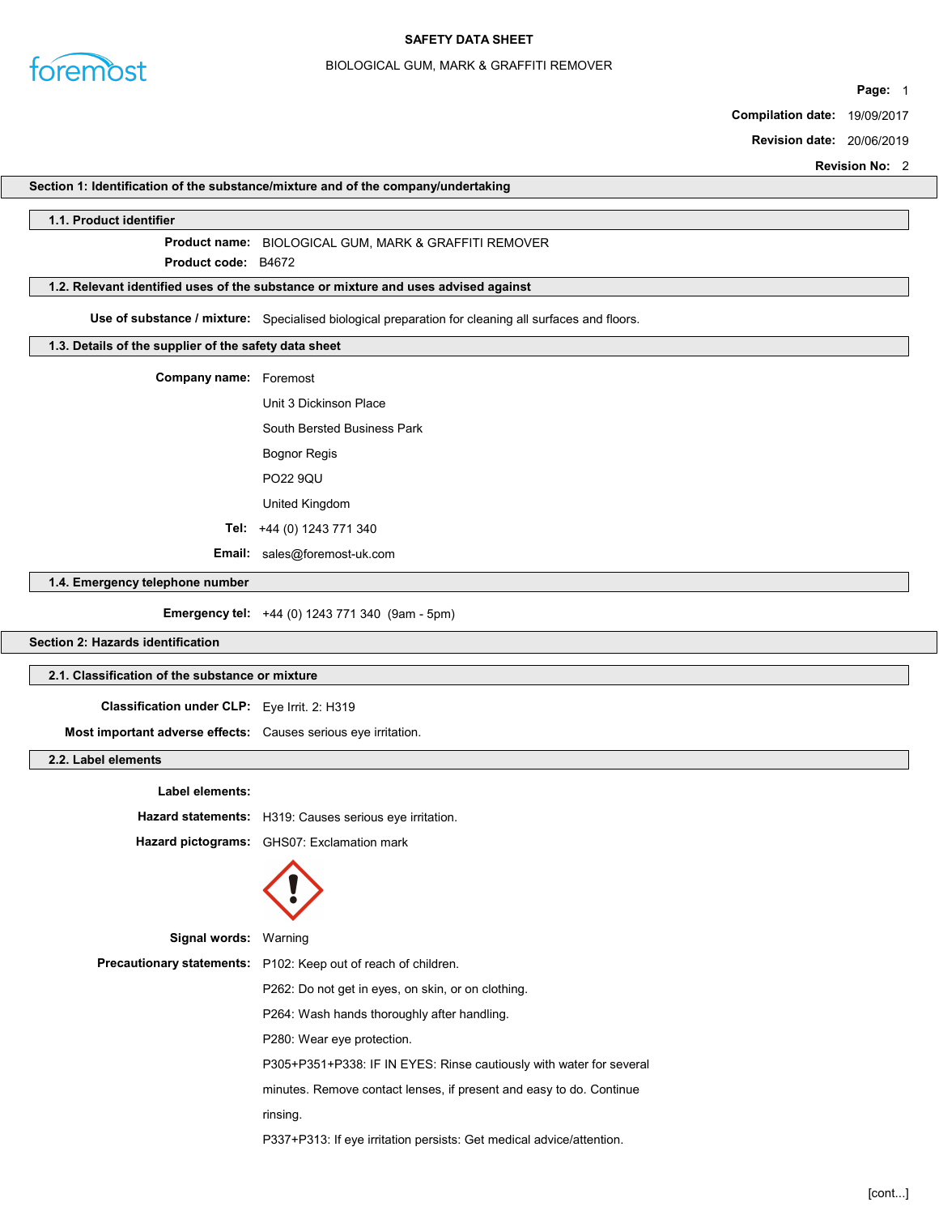# SAFETY DATA SHEET

## BIOLOGICAL GUM, MARK & GRAFFITI REMOVER

**Page:** 1

**Compilation date:** 19/09/2017

**Revision date:** 20/06/2019

**Revision No:** 2

## Section 1: Identification of the substance/mixture and of the company/undertaking

### 1.1. Product identifier

**Product name:** BIOLOGICAL GUM, MARK & GRAFFITI REMOVER

**Product code:** B4672

### 1.2. Relevant identified uses of the substance or mixture and uses advised against

**Use of substance / mixture:** Specialised biological preparation for cleaning all surfaces and floors.

### 1.3. Details of the supplier of the safety data sheet

**Company name:** Foremost

Unit 3 Dickinson Place

South Bersted Business Park

Bognor Regis

PO22 9QU

United Kingdom

**Tel:** +44 (0) 1243 771 340

**Email:** sales@foremost-uk.com

### 1.4. Emergency telephone number

**Emergency tel:** +44 (0) 1243 771 340 (9am - 5pm)

## Section 2: Hazards identification

### 2.1. Classification of the substance or mixture

**Classification under CLP:** Eye Irrit. 2: H319

**Most important adverse effects:** Causes serious eye irritation.

### 2.2. Label elements

**Label elements:**

**Hazard statements:** H319: Causes serious eye irritation.

**Hazard pictograms:** GHS07: Exclamation mark

**Signal words:** Warning

**Precautionary statements:** P102: Keep out of reach of children.

P262: Do not get in eyes, on skin, or on clothing.

P264: Wash hands thoroughly after handling.

P280: Wear eye protection.

P305+P351+P338: IF IN EYES: Rinse cautiously with water for several minutes. Remove contact lenses, if present and easy to do. Continue rinsing.

P337+P313: If eye irritation persists: Get medical advice/attention.

[cont...]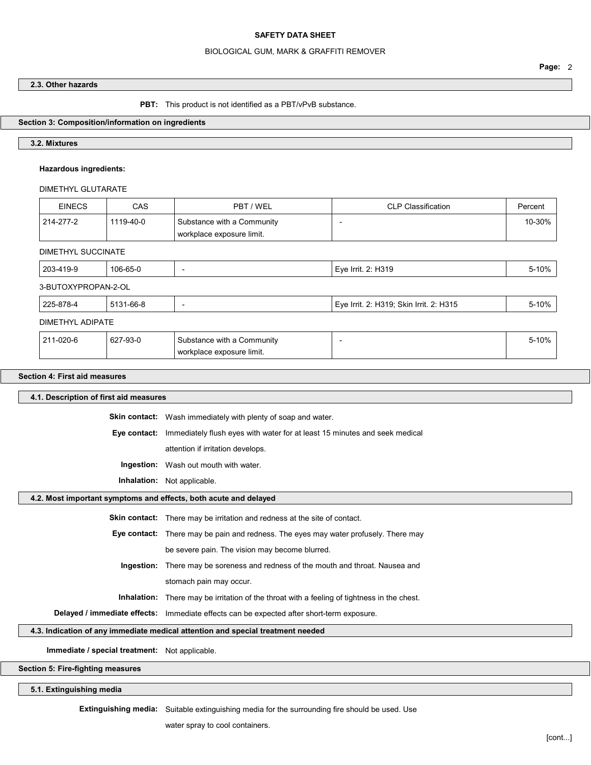### 2.3. Other hazards

**PBT:** This product is not identified as a PBT/vPvB substance.

## Section 3: Composition/information on ingredients

### 3.2. Mixtures

**Hazardous ingredients:**

DIMETHYL GLUTARATE

| EINECS | CAS | PBT / WEL | CLP Classification | Percent |
|---|---|---|---|---|
| 214-277-2 | 1119-40-0 | Substance with a Community workplace exposure limit. | - | 10-30% |

DIMETHYL SUCCINATE

| EINECS | CAS | PBT / WEL | CLP Classification | Percent |
|---|---|---|---|---|
| 203-419-9 | 106-65-0 | - | Eye Irrit. 2: H319 | 5-10% |

3-BUTOXYPROPAN-2-OL

| EINECS | CAS | PBT / WEL | CLP Classification | Percent |
|---|---|---|---|---|
| 225-878-4 | 5131-66-8 | - | Eye Irrit. 2: H319; Skin Irrit. 2: H315 | 5-10% |

DIMETHYL ADIPATE

| EINECS | CAS | PBT / WEL | CLP Classification | Percent |
|---|---|---|---|---|
| 211-020-6 | 627-93-0 | Substance with a Community workplace exposure limit. | - | 5-10% |

## Section 4: First aid measures

### 4.1. Description of first aid measures

**Skin contact:** Wash immediately with plenty of soap and water.

**Eye contact:** Immediately flush eyes with water for at least 15 minutes and seek medical attention if irritation develops.

**Ingestion:** Wash out mouth with water.

**Inhalation:** Not applicable.

### 4.2. Most important symptoms and effects, both acute and delayed

**Skin contact:** There may be irritation and redness at the site of contact.

**Eye contact:** There may be pain and redness. The eyes may water profusely. There may be severe pain. The vision may become blurred.

**Ingestion:** There may be soreness and redness of the mouth and throat. Nausea and stomach pain may occur.

**Inhalation:** There may be irritation of the throat with a feeling of tightness in the chest.

**Delayed / immediate effects:** Immediate effects can be expected after short-term exposure.

### 4.3. Indication of any immediate medical attention and special treatment needed

**Immediate / special treatment:** Not applicable.

## Section 5: Fire-fighting measures

### 5.1. Extinguishing media

**Extinguishing media:** Suitable extinguishing media for the surrounding fire should be used. Use water spray to cool containers.

[cont...]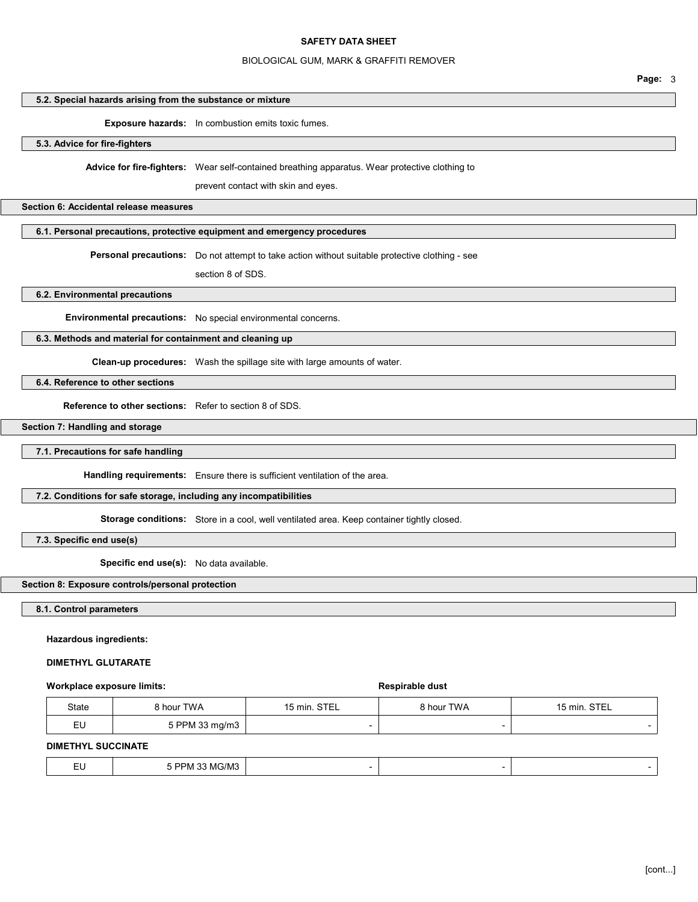### 5.2. Special hazards arising from the substance or mixture

**Exposure hazards:** In combustion emits toxic fumes.

### 5.3. Advice for fire-fighters

**Advice for fire-fighters:** Wear self-contained breathing apparatus. Wear protective clothing to prevent contact with skin and eyes.

## Section 6: Accidental release measures

### 6.1. Personal precautions, protective equipment and emergency procedures

**Personal precautions:** Do not attempt to take action without suitable protective clothing - see section 8 of SDS.

### 6.2. Environmental precautions

**Environmental precautions:** No special environmental concerns.

### 6.3. Methods and material for containment and cleaning up

**Clean-up procedures:** Wash the spillage site with large amounts of water.

### 6.4. Reference to other sections

**Reference to other sections:** Refer to section 8 of SDS.

## Section 7: Handling and storage

### 7.1. Precautions for safe handling

**Handling requirements:** Ensure there is sufficient ventilation of the area.

### 7.2. Conditions for safe storage, including any incompatibilities

**Storage conditions:** Store in a cool, well ventilated area. Keep container tightly closed.

### 7.3. Specific end use(s)

**Specific end use(s):** No data available.

## Section 8: Exposure controls/personal protection

### 8.1. Control parameters

**Hazardous ingredients:**

**DIMETHYL GLUTARATE**

**Workplace exposure limits:** | **Respirable dust**

| State | 8 hour TWA | 15 min. STEL | 8 hour TWA | 15 min. STEL |
|---|---|---|---|---|
| EU | 5 PPM 33 mg/m3 | - | - | - |

**DIMETHYL SUCCINATE**

| State | 8 hour TWA | 15 min. STEL | 8 hour TWA | 15 min. STEL |
|---|---|---|---|---|
| EU | 5 PPM 33 MG/M3 | - | - | - |

[cont...]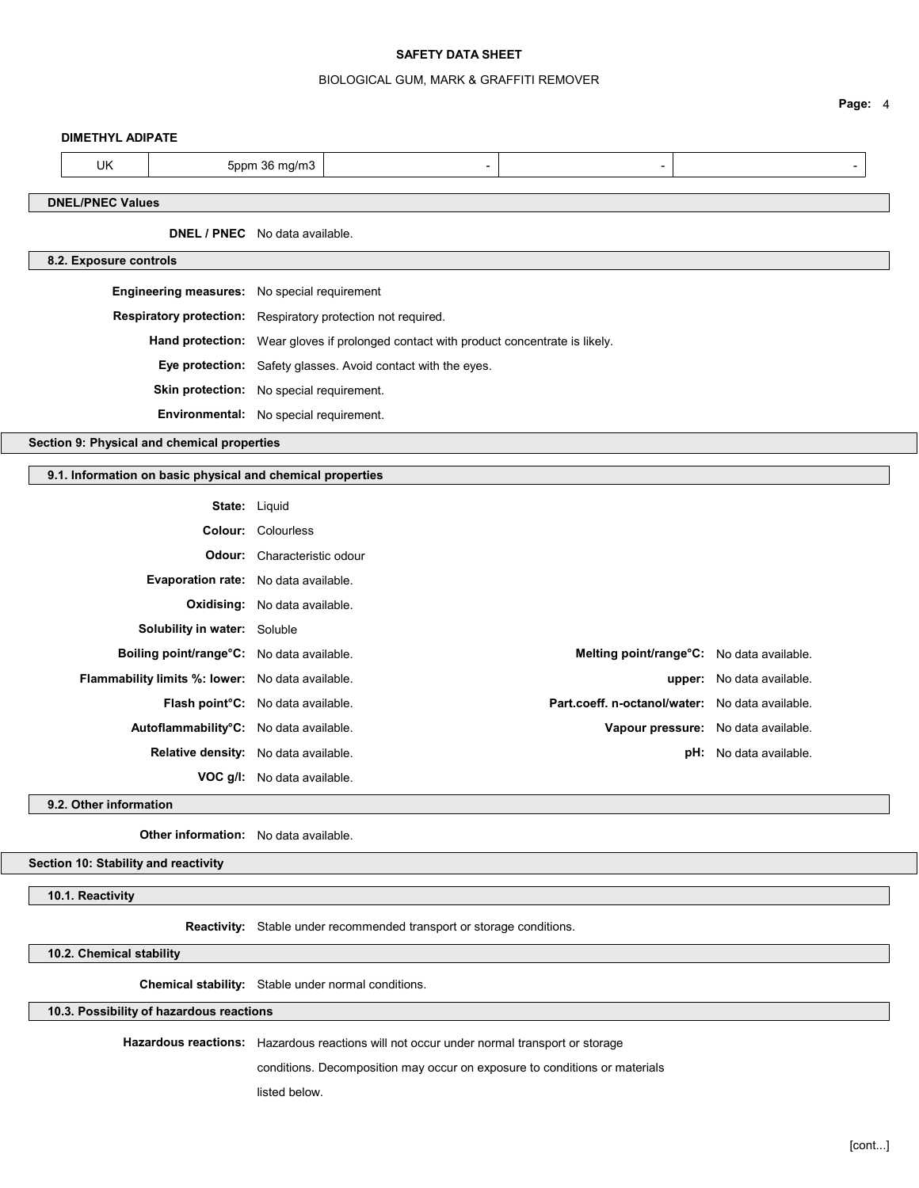**DIMETHYL ADIPATE**

| UK | 5ppm 36 mg/m3 | - | - | - |
|---|---|---|---|---|

### DNEL/PNEC Values

**DNEL / PNEC** No data available.

### 8.2. Exposure controls

**Engineering measures:** No special requirement

**Respiratory protection:** Respiratory protection not required.

**Hand protection:** Wear gloves if prolonged contact with product concentrate is likely.

**Eye protection:** Safety glasses. Avoid contact with the eyes.

**Skin protection:** No special requirement.

**Environmental:** No special requirement.

## Section 9: Physical and chemical properties

### 9.1. Information on basic physical and chemical properties

**State:** Liquid

**Colour:** Colourless

**Odour:** Characteristic odour

**Evaporation rate:** No data available.

**Oxidising:** No data available.

**Solubility in water:** Soluble

**Boiling point/range°C:** No data available.

**Melting point/range°C:** No data available.

**Flammability limits %: lower:** No data available.

**upper:** No data available.

**Flash point°C:** No data available.

**Part.coeff. n-octanol/water:** No data available.

**Autoflammability°C:** No data available.

**Vapour pressure:** No data available.

**Relative density:** No data available.

**pH:** No data available.

**VOC g/l:** No data available.

### 9.2. Other information

**Other information:** No data available.

## Section 10: Stability and reactivity

### 10.1. Reactivity

**Reactivity:** Stable under recommended transport or storage conditions.

### 10.2. Chemical stability

**Chemical stability:** Stable under normal conditions.

### 10.3. Possibility of hazardous reactions

**Hazardous reactions:** Hazardous reactions will not occur under normal transport or storage conditions. Decomposition may occur on exposure to conditions or materials listed below.

[cont...]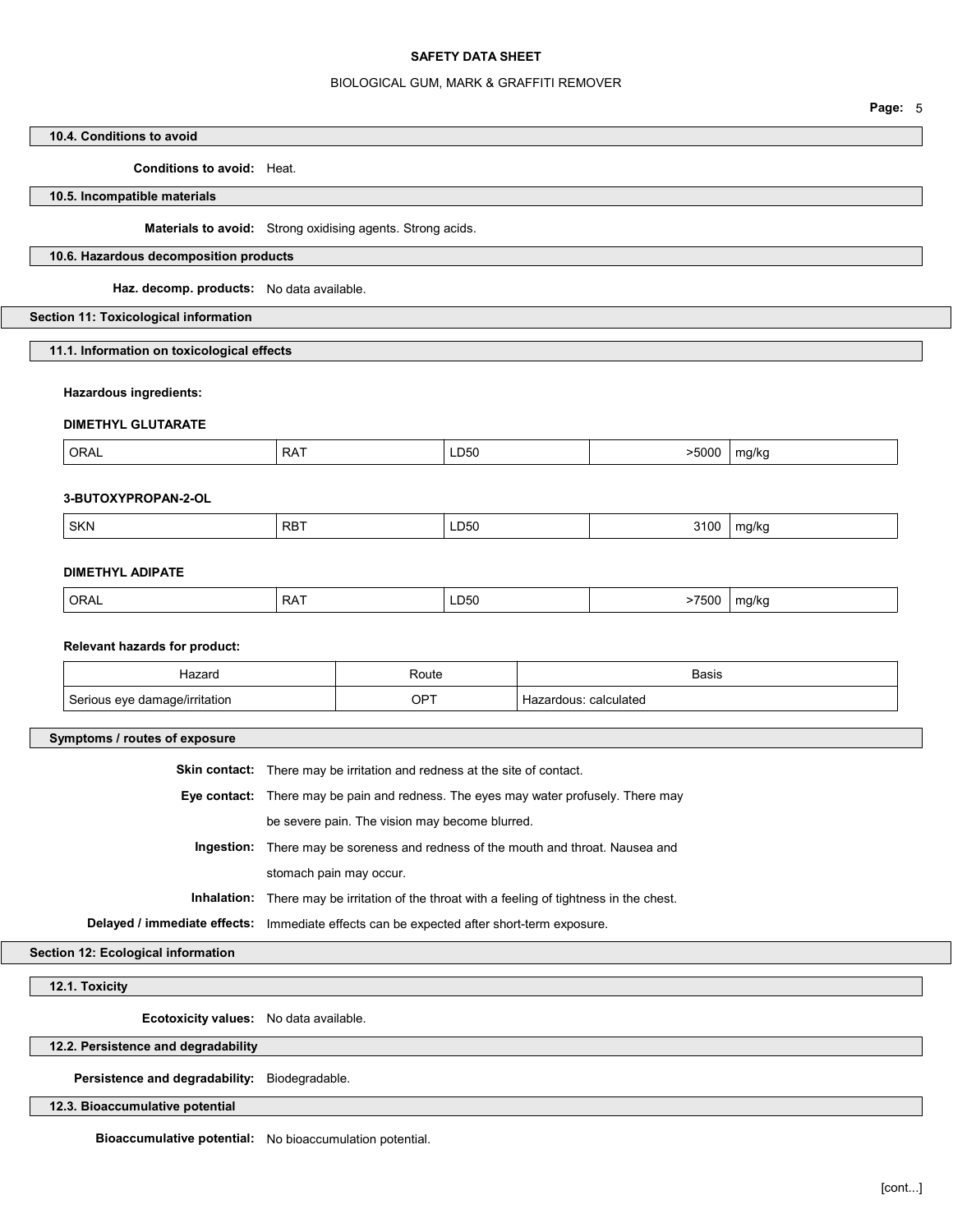### 10.4. Conditions to avoid

**Conditions to avoid:** Heat.

### 10.5. Incompatible materials

**Materials to avoid:** Strong oxidising agents. Strong acids.

### 10.6. Hazardous decomposition products

**Haz. decomp. products:** No data available.

## Section 11: Toxicological information

### 11.1. Information on toxicological effects

**Hazardous ingredients:**

**DIMETHYL GLUTARATE**

| ORAL | RAT | LD50 | >5000 | mg/kg |
|---|---|---|---|---|

**3-BUTOXYPROPAN-2-OL**

| SKN | RBT | LD50 | 3100 | mg/kg |
|---|---|---|---|---|

**DIMETHYL ADIPATE**

| ORAL | RAT | LD50 | >7500 | mg/kg |
|---|---|---|---|---|

**Relevant hazards for product:**

| Hazard | Route | Basis |
|---|---|---|
| Serious eye damage/irritation | OPT | Hazardous: calculated |

### Symptoms / routes of exposure

**Skin contact:** There may be irritation and redness at the site of contact.

**Eye contact:** There may be pain and redness. The eyes may water profusely. There may be severe pain. The vision may become blurred.

**Ingestion:** There may be soreness and redness of the mouth and throat. Nausea and stomach pain may occur.

**Inhalation:** There may be irritation of the throat with a feeling of tightness in the chest.

**Delayed / immediate effects:** Immediate effects can be expected after short-term exposure.

## Section 12: Ecological information

### 12.1. Toxicity

**Ecotoxicity values:** No data available.

### 12.2. Persistence and degradability

**Persistence and degradability:** Biodegradable.

### 12.3. Bioaccumulative potential

**Bioaccumulative potential:** No bioaccumulation potential.

[cont...]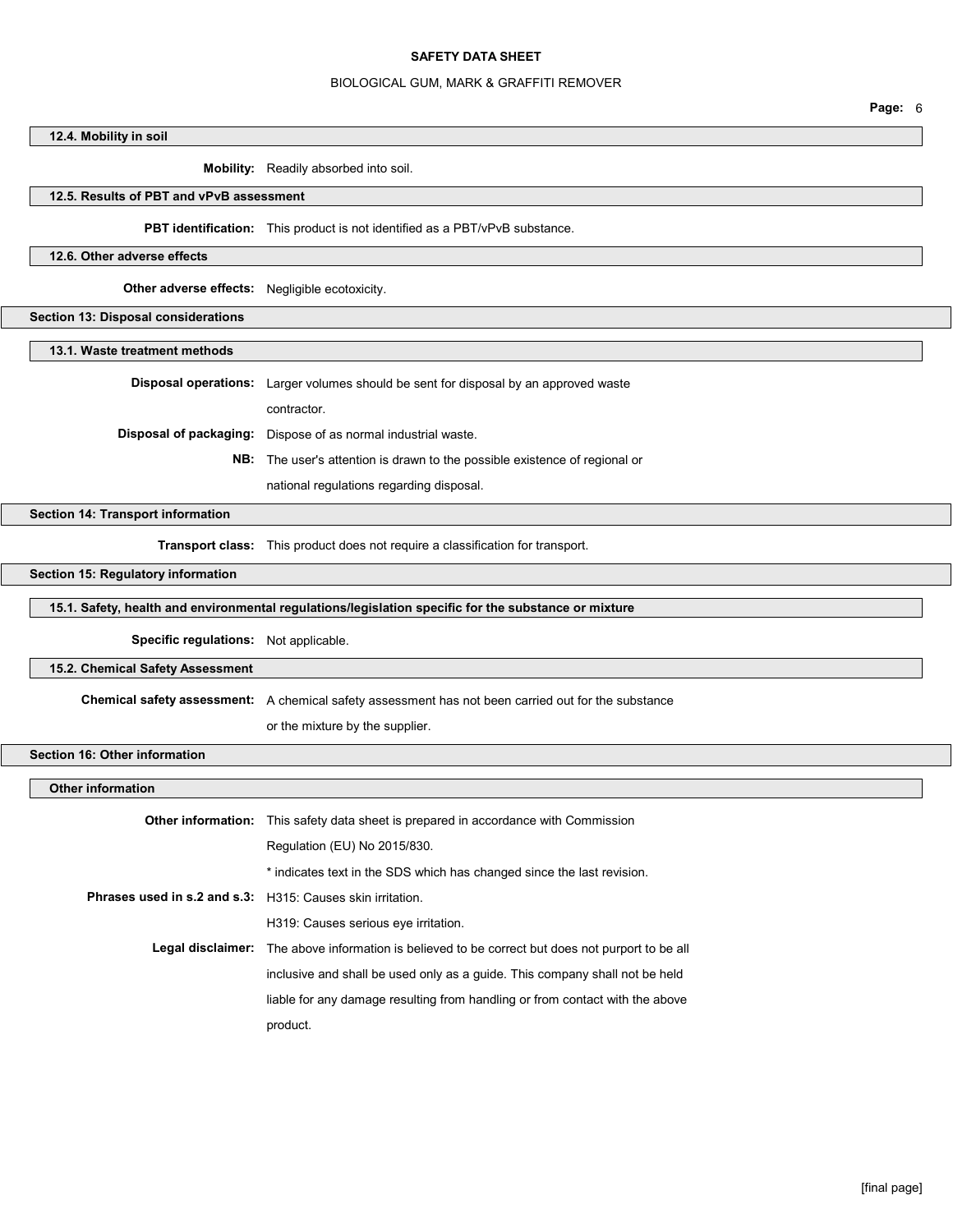### 12.4. Mobility in soil

**Mobility:** Readily absorbed into soil.

### 12.5. Results of PBT and vPvB assessment

**PBT identification:** This product is not identified as a PBT/vPvB substance.

### 12.6. Other adverse effects

**Other adverse effects:** Negligible ecotoxicity.

## Section 13: Disposal considerations

### 13.1. Waste treatment methods

**Disposal operations:** Larger volumes should be sent for disposal by an approved waste contractor.

**Disposal of packaging:** Dispose of as normal industrial waste.

**NB:** The user's attention is drawn to the possible existence of regional or national regulations regarding disposal.

## Section 14: Transport information

**Transport class:** This product does not require a classification for transport.

## Section 15: Regulatory information

### 15.1. Safety, health and environmental regulations/legislation specific for the substance or mixture

**Specific regulations:** Not applicable.

### 15.2. Chemical Safety Assessment

**Chemical safety assessment:** A chemical safety assessment has not been carried out for the substance or the mixture by the supplier.

## Section 16: Other information

### Other information

**Other information:** This safety data sheet is prepared in accordance with Commission Regulation (EU) No 2015/830.

* indicates text in the SDS which has changed since the last revision.

**Phrases used in s.2 and s.3:** H315: Causes skin irritation.

H319: Causes serious eye irritation.

**Legal disclaimer:** The above information is believed to be correct but does not purport to be all inclusive and shall be used only as a guide. This company shall not be held liable for any damage resulting from handling or from contact with the above product.

[final page]